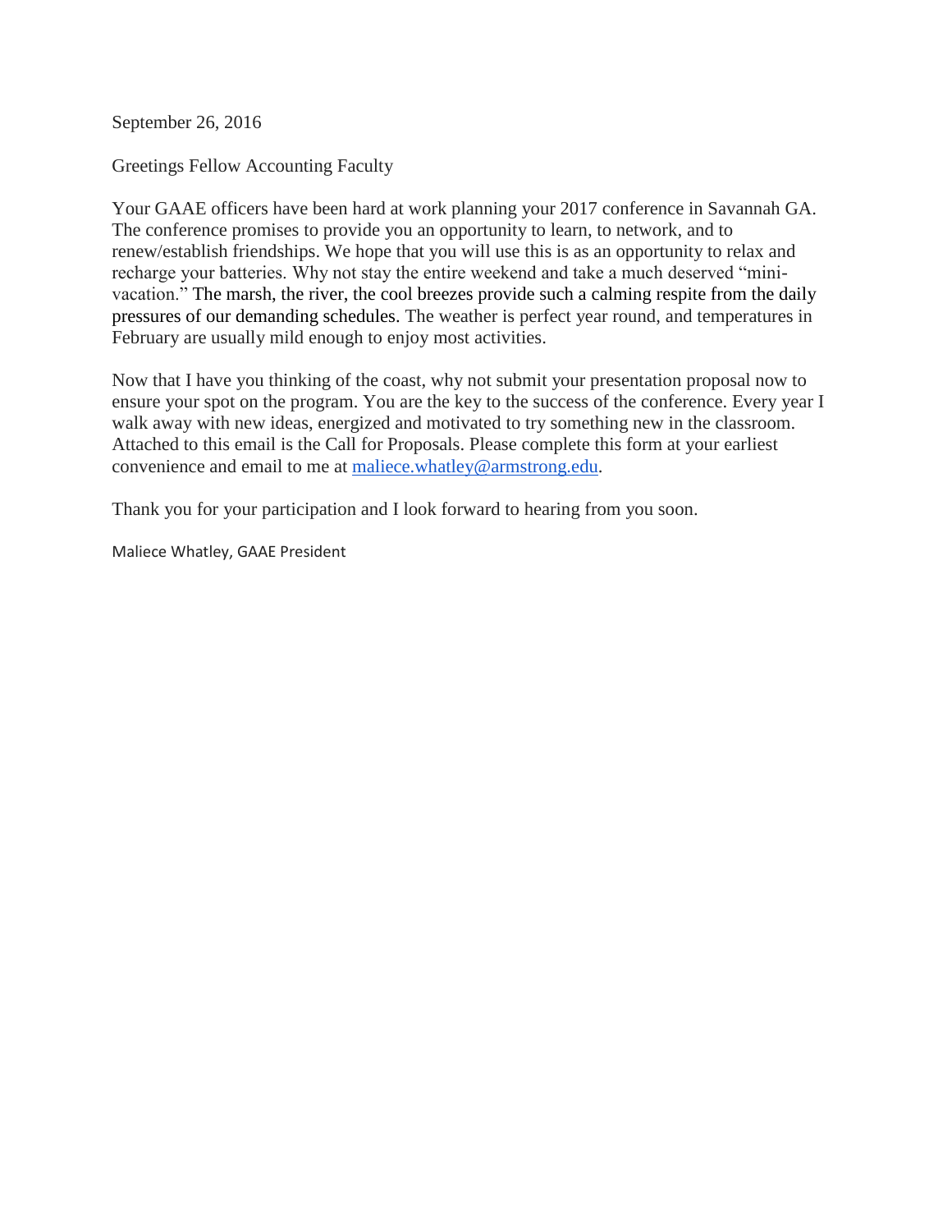September 26, 2016

Greetings Fellow Accounting Faculty

Your GAAE officers have been hard at work planning your 2017 conference in Savannah GA. The conference promises to provide you an opportunity to learn, to network, and to renew/establish friendships. We hope that you will use this is as an opportunity to relax and recharge your batteries. Why not stay the entire weekend and take a much deserved "mini-vacation." The marsh, the river, the cool breezes provide such a calming respite from the daily pressures of our demanding schedules. The weather is perfect year round, and temperatures in February are usually mild enough to enjoy most activities.

Now that I have you thinking of the coast, why not submit your presentation proposal now to ensure your spot on the program. You are the key to the success of the conference. Every year I walk away with new ideas, energized and motivated to try something new in the classroom. Attached to this email is the Call for Proposals. Please complete this form at your earliest convenience and email to me at [maliece.whatley@armstrong.edu](mailto:maliece.whatley@armstrong.edu).

Thank you for your participation and I look forward to hearing from you soon.

Maliece Whatley, GAAE President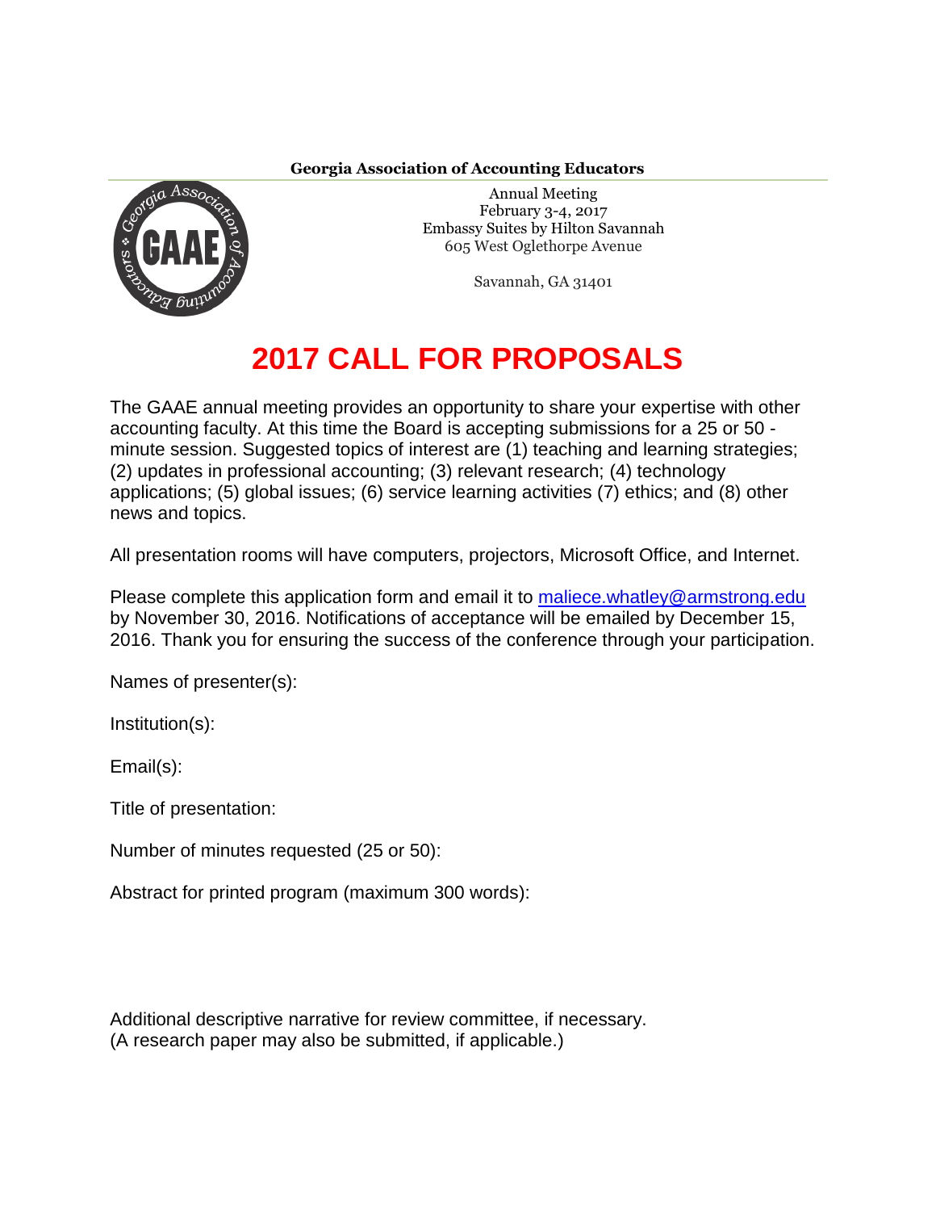**Georgia Association of Accounting Educators**

Annual Meeting
February 3-4, 2017
Embassy Suites by Hilton Savannah
605 West Oglethorpe Avenue

Savannah, GA 31401

# 2017 CALL FOR PROPOSALS

The GAAE annual meeting provides an opportunity to share your expertise with other accounting faculty. At this time the Board is accepting submissions for a 25 or 50 - minute session. Suggested topics of interest are (1) teaching and learning strategies; (2) updates in professional accounting; (3) relevant research; (4) technology applications; (5) global issues; (6) service learning activities (7) ethics; and (8) other news and topics.

All presentation rooms will have computers, projectors, Microsoft Office, and Internet.

Please complete this application form and email it to maliece.whatley@armstrong.edu by November 30, 2016. Notifications of acceptance will be emailed by December 15, 2016. Thank you for ensuring the success of the conference through your participation.

Names of presenter(s):

Institution(s):

Email(s):

Title of presentation:

Number of minutes requested (25 or 50):

Abstract for printed program (maximum 300 words):

Additional descriptive narrative for review committee, if necessary.
(A research paper may also be submitted, if applicable.)